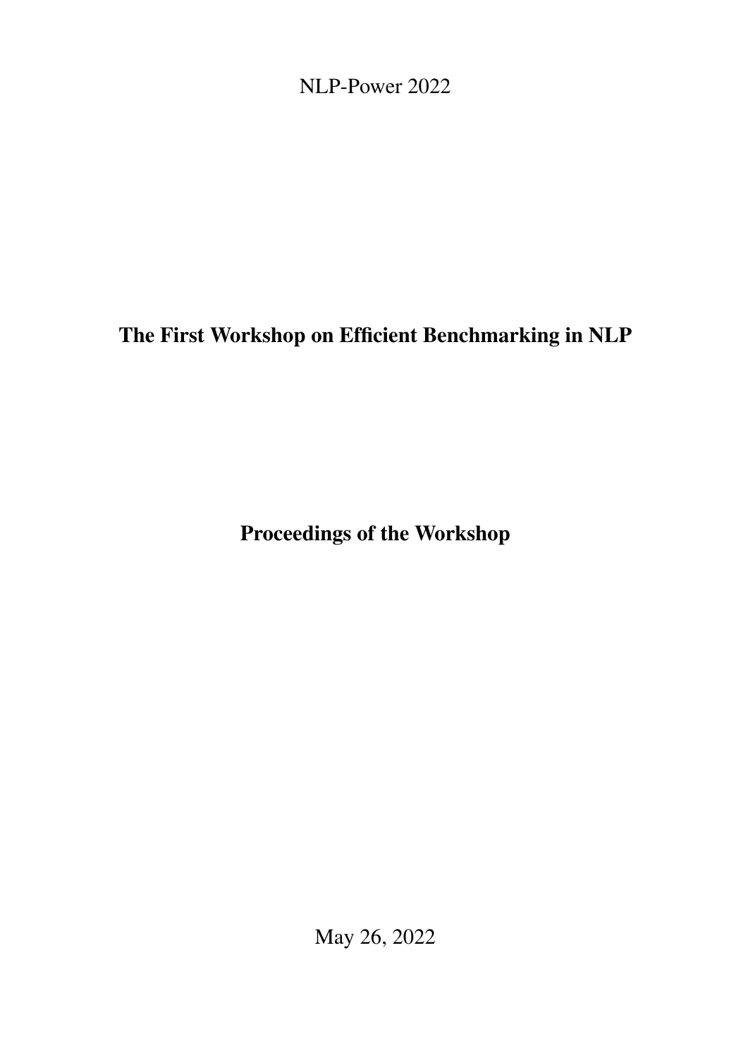NLP-Power 2022

# The First Workshop on Efficient Benchmarking in NLP

## Proceedings of the Workshop

May 26, 2022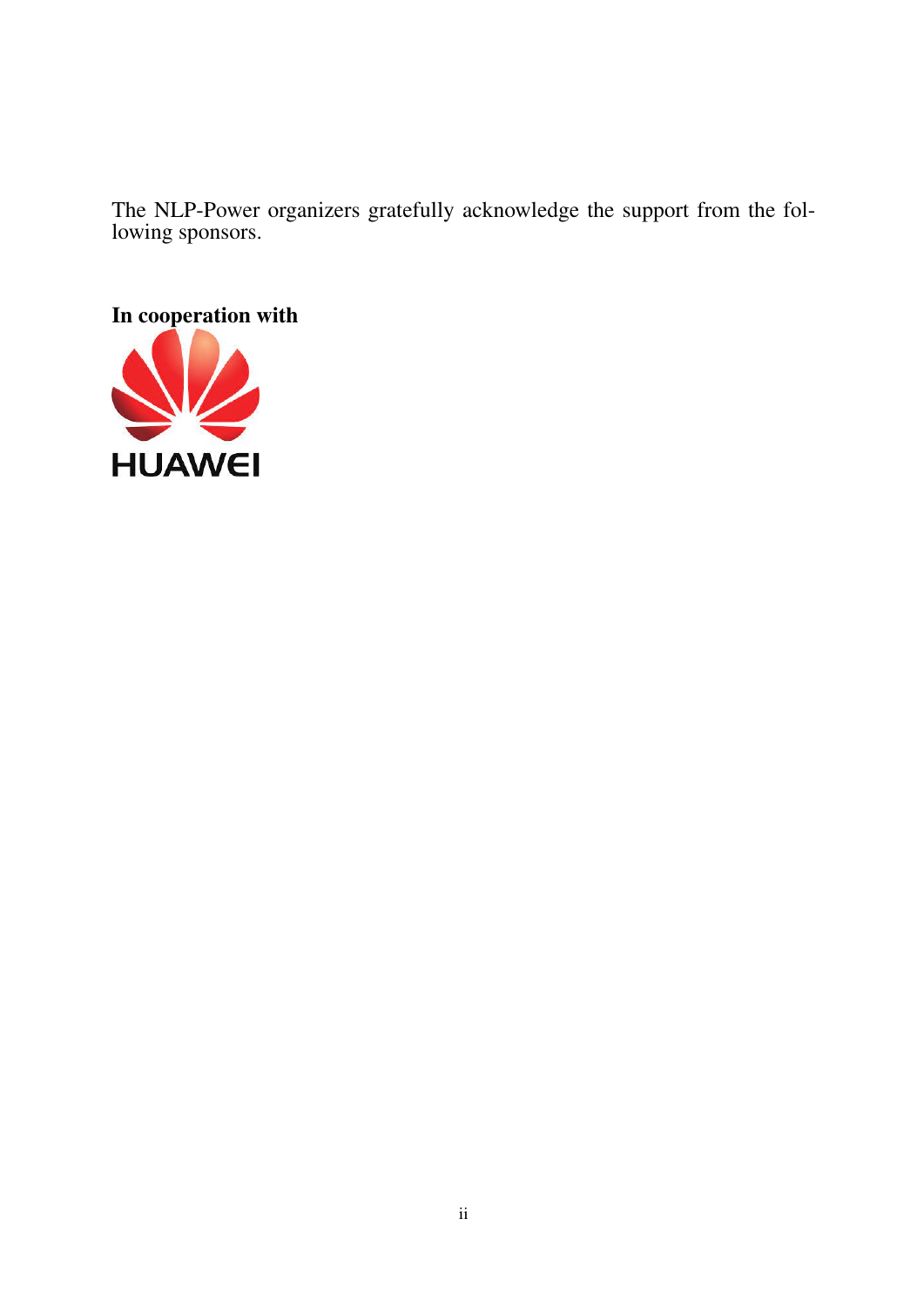The NLP-Power organizers gratefully acknowledge the support from the following sponsors.

**In cooperation with**

HUAWEI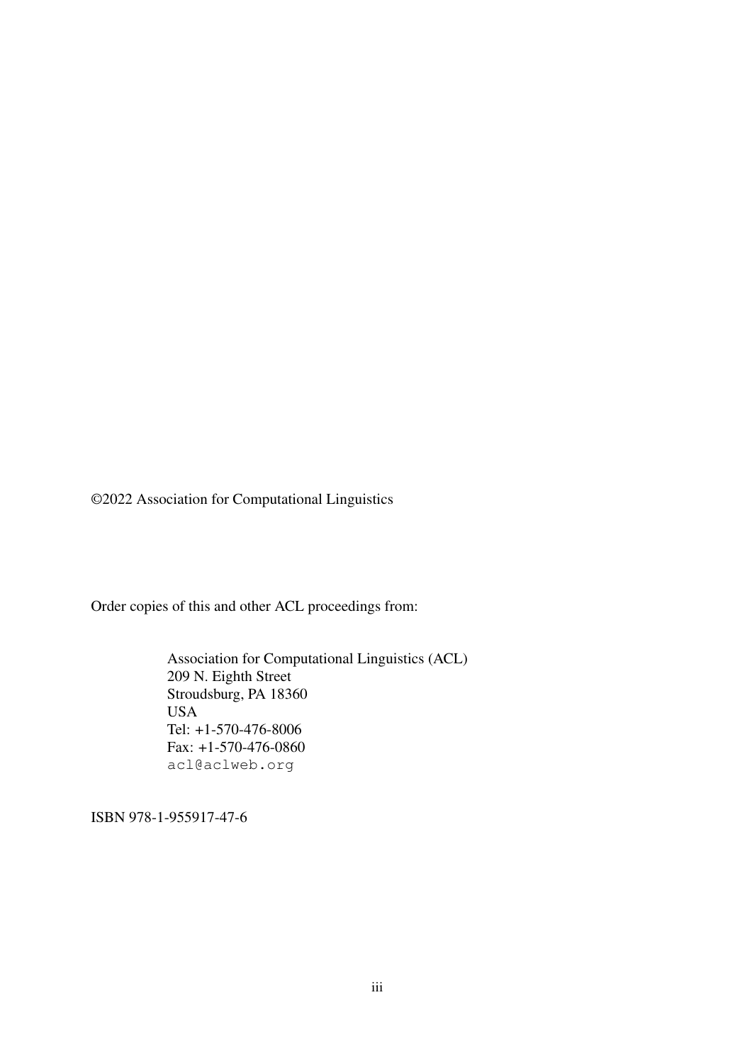©2022 Association for Computational Linguistics

Order copies of this and other ACL proceedings from:

Association for Computational Linguistics (ACL)
209 N. Eighth Street
Stroudsburg, PA 18360
USA
Tel: +1-570-476-8006
Fax: +1-570-476-0860
acl@aclweb.org

ISBN 978-1-955917-47-6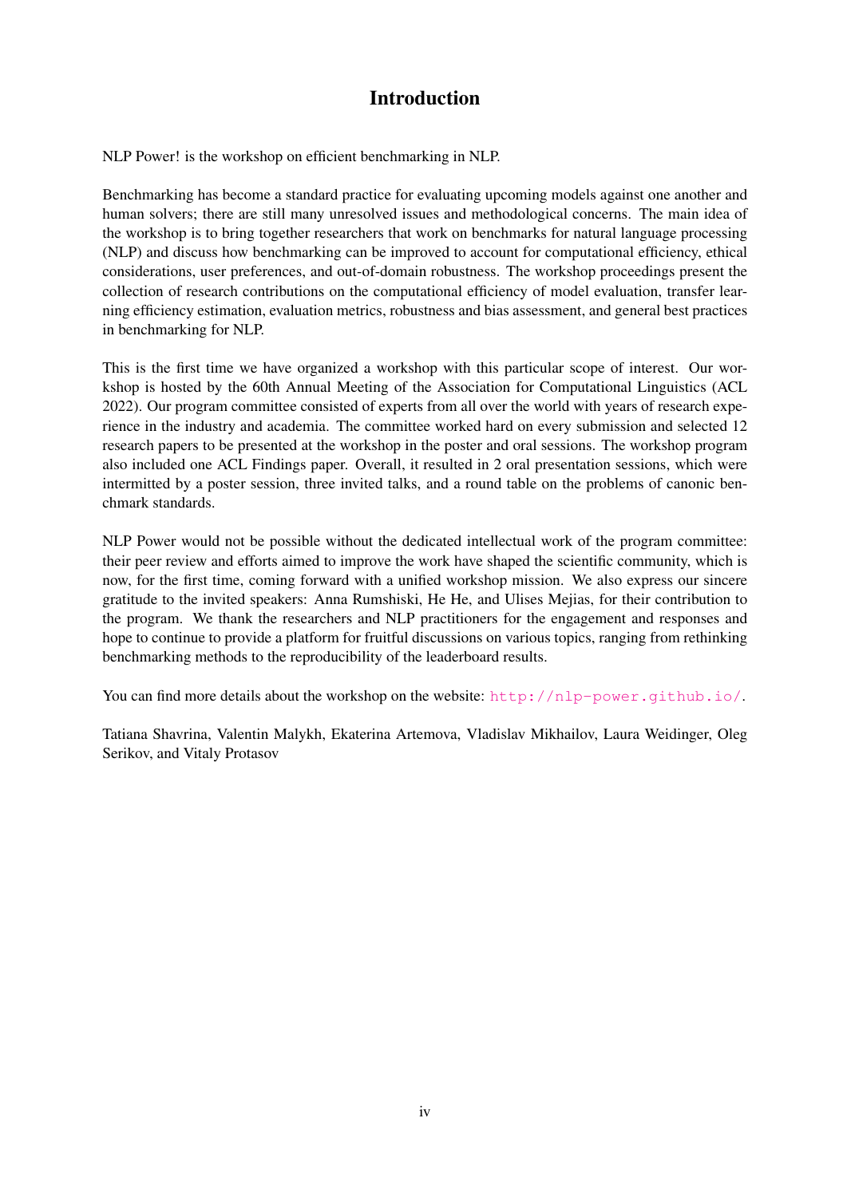# Introduction

NLP Power! is the workshop on efficient benchmarking in NLP.

Benchmarking has become a standard practice for evaluating upcoming models against one another and human solvers; there are still many unresolved issues and methodological concerns. The main idea of the workshop is to bring together researchers that work on benchmarks for natural language processing (NLP) and discuss how benchmarking can be improved to account for computational efficiency, ethical considerations, user preferences, and out-of-domain robustness. The workshop proceedings present the collection of research contributions on the computational efficiency of model evaluation, transfer learning efficiency estimation, evaluation metrics, robustness and bias assessment, and general best practices in benchmarking for NLP.

This is the first time we have organized a workshop with this particular scope of interest. Our workshop is hosted by the 60th Annual Meeting of the Association for Computational Linguistics (ACL 2022). Our program committee consisted of experts from all over the world with years of research experience in the industry and academia. The committee worked hard on every submission and selected 12 research papers to be presented at the workshop in the poster and oral sessions. The workshop program also included one ACL Findings paper. Overall, it resulted in 2 oral presentation sessions, which were intermitted by a poster session, three invited talks, and a round table on the problems of canonic benchmark standards.

NLP Power would not be possible without the dedicated intellectual work of the program committee: their peer review and efforts aimed to improve the work have shaped the scientific community, which is now, for the first time, coming forward with a unified workshop mission. We also express our sincere gratitude to the invited speakers: Anna Rumshiski, He He, and Ulises Mejias, for their contribution to the program. We thank the researchers and NLP practitioners for the engagement and responses and hope to continue to provide a platform for fruitful discussions on various topics, ranging from rethinking benchmarking methods to the reproducibility of the leaderboard results.

You can find more details about the workshop on the website: http://nlp-power.github.io/.

Tatiana Shavrina, Valentin Malykh, Ekaterina Artemova, Vladislav Mikhailov, Laura Weidinger, Oleg Serikov, and Vitaly Protasov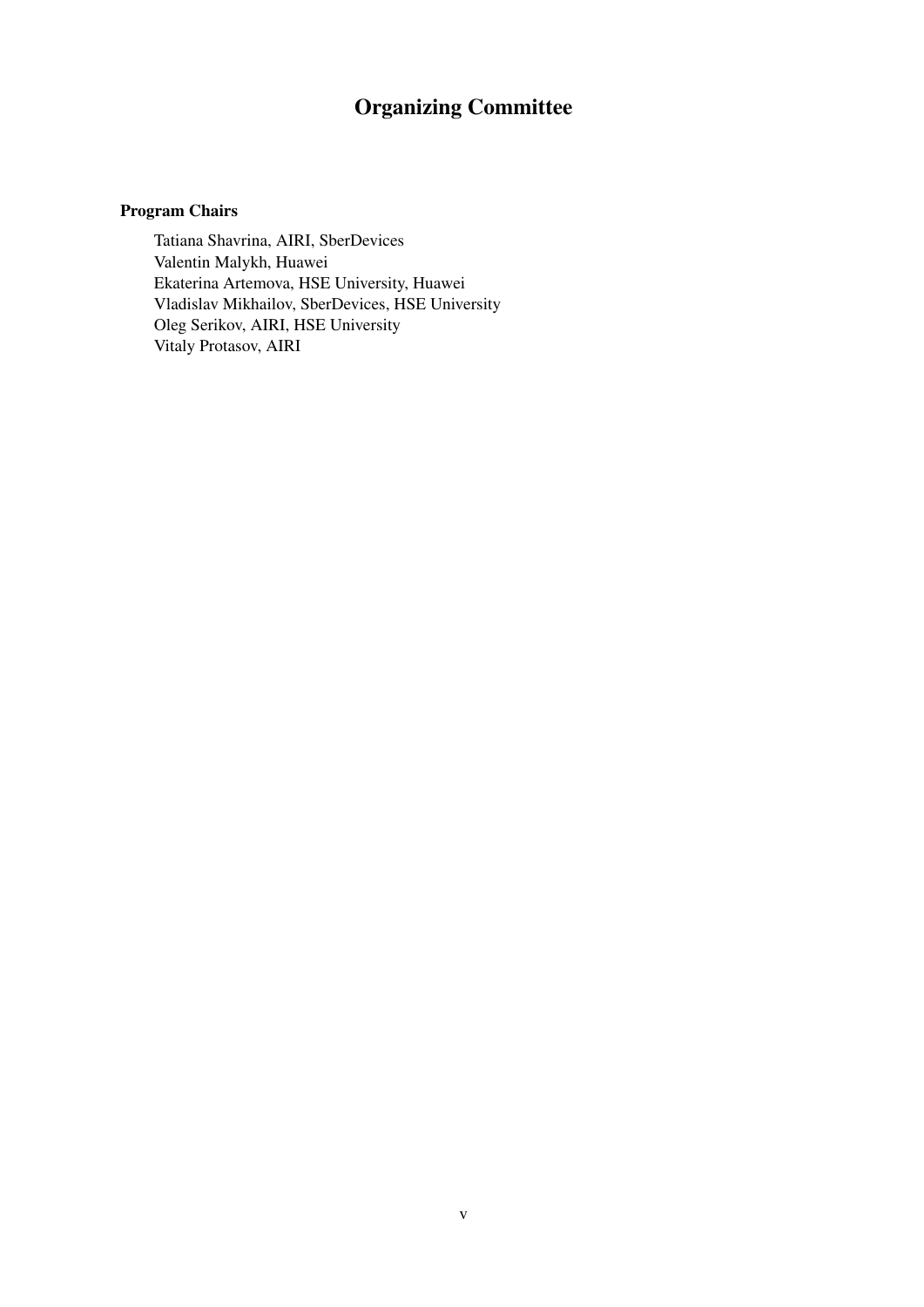# Organizing Committee

### Program Chairs

Tatiana Shavrina, AIRI, SberDevices
Valentin Malykh, Huawei
Ekaterina Artemova, HSE University, Huawei
Vladislav Mikhailov, SberDevices, HSE University
Oleg Serikov, AIRI, HSE University
Vitaly Protasov, AIRI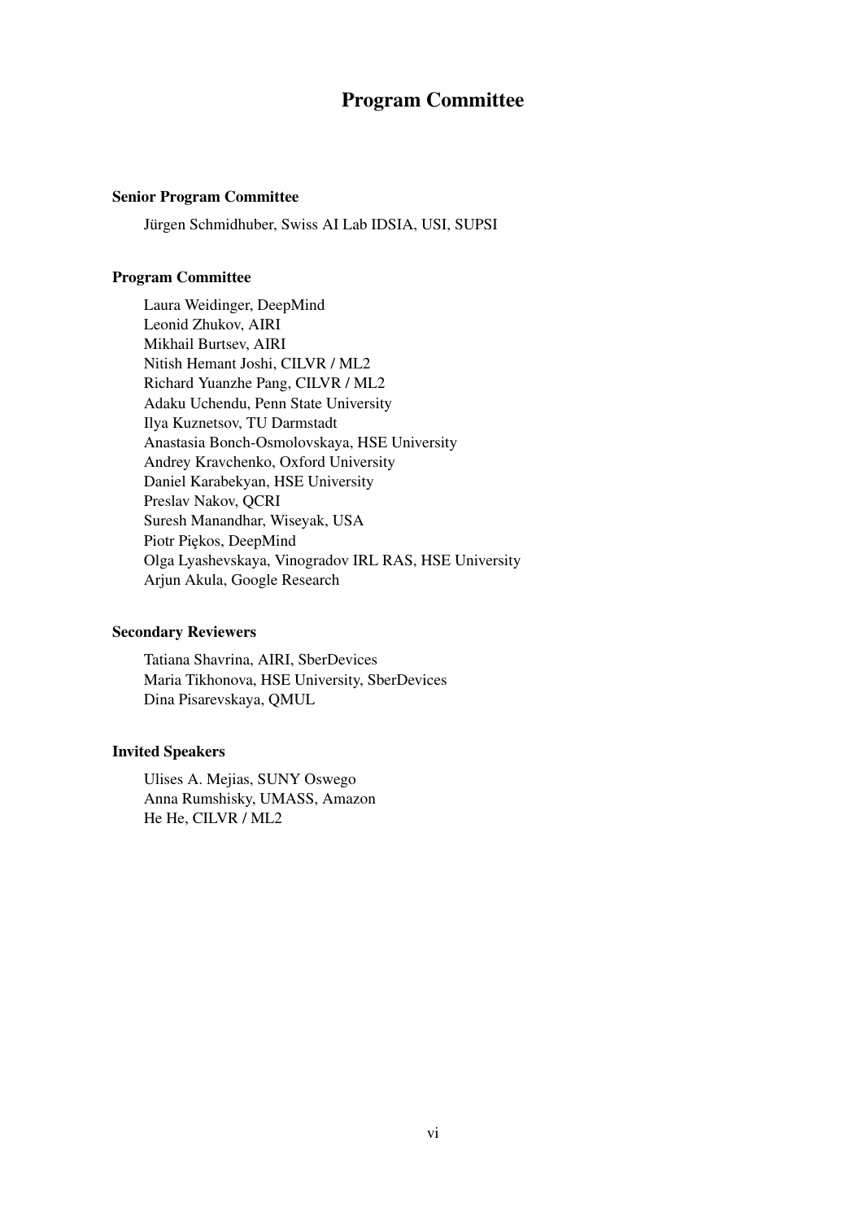# Program Committee

## Senior Program Committee

Jürgen Schmidhuber, Swiss AI Lab IDSIA, USI, SUPSI

## Program Committee

Laura Weidinger, DeepMind
Leonid Zhukov, AIRI
Mikhail Burtsev, AIRI
Nitish Hemant Joshi, CILVR / ML2
Richard Yuanzhe Pang, CILVR / ML2
Adaku Uchendu, Penn State University
Ilya Kuznetsov, TU Darmstadt
Anastasia Bonch-Osmolovskaya, HSE University
Andrey Kravchenko, Oxford University
Daniel Karabekyan, HSE University
Preslav Nakov, QCRI
Suresh Manandhar, Wiseyak, USA
Piotr Piękos, DeepMind
Olga Lyashevskaya, Vinogradov IRL RAS, HSE University
Arjun Akula, Google Research

## Secondary Reviewers

Tatiana Shavrina, AIRI, SberDevices
Maria Tikhonova, HSE University, SberDevices
Dina Pisarevskaya, QMUL

## Invited Speakers

Ulises A. Mejias, SUNY Oswego
Anna Rumshisky, UMASS, Amazon
He He, CILVR / ML2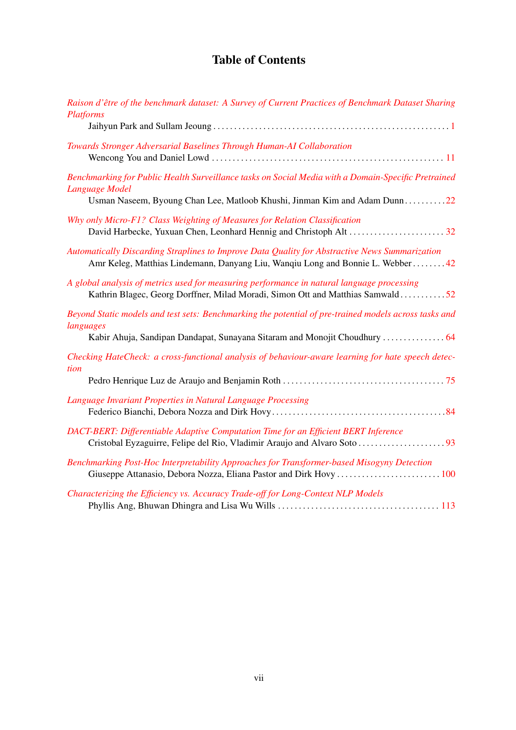# Table of Contents

*Raison d'être of the benchmark dataset: A Survey of Current Practices of Benchmark Dataset Sharing Platforms*
Jaihyun Park and Sullam Jeoung . . . . . . . . . . . . . . . . . . . . . . . . . . . . . . . . . . . . . . . . . . . . . . . . . . . . . . . 1

*Towards Stronger Adversarial Baselines Through Human-AI Collaboration*
Wencong You and Daniel Lowd . . . . . . . . . . . . . . . . . . . . . . . . . . . . . . . . . . . . . . . . . . . . . . . . . . . . . . . 11

*Benchmarking for Public Health Surveillance tasks on Social Media with a Domain-Specific Pretrained Language Model*
Usman Naseem, Byoung Chan Lee, Matloob Khushi, Jinman Kim and Adam Dunn . . . . . . . . . . 22

*Why only Micro-F1? Class Weighting of Measures for Relation Classification*
David Harbecke, Yuxuan Chen, Leonhard Hennig and Christoph Alt . . . . . . . . . . . . . . . . . . . . . . . 32

*Automatically Discarding Straplines to Improve Data Quality for Abstractive News Summarization*
Amr Keleg, Matthias Lindemann, Danyang Liu, Wanqiu Long and Bonnie L. Webber . . . . . . . . 42

*A global analysis of metrics used for measuring performance in natural language processing*
Kathrin Blagec, Georg Dorffner, Milad Moradi, Simon Ott and Matthias Samwald . . . . . . . . . . . 52

*Beyond Static models and test sets: Benchmarking the potential of pre-trained models across tasks and languages*
Kabir Ahuja, Sandipan Dandapat, Sunayana Sitaram and Monojit Choudhury . . . . . . . . . . . . . . . 64

*Checking HateCheck: a cross-functional analysis of behaviour-aware learning for hate speech detection*
Pedro Henrique Luz de Araujo and Benjamin Roth . . . . . . . . . . . . . . . . . . . . . . . . . . . . . . . . . . . . . . 75

*Language Invariant Properties in Natural Language Processing*
Federico Bianchi, Debora Nozza and Dirk Hovy . . . . . . . . . . . . . . . . . . . . . . . . . . . . . . . . . . . . . . . . . 84

*DACT-BERT: Differentiable Adaptive Computation Time for an Efficient BERT Inference*
Cristobal Eyzaguirre, Felipe del Rio, Vladimir Araujo and Alvaro Soto . . . . . . . . . . . . . . . . . . . . . 93

*Benchmarking Post-Hoc Interpretability Approaches for Transformer-based Misogyny Detection*
Giuseppe Attanasio, Debora Nozza, Eliana Pastor and Dirk Hovy . . . . . . . . . . . . . . . . . . . . . . . . . 100

*Characterizing the Efficiency vs. Accuracy Trade-off for Long-Context NLP Models*
Phyllis Ang, Bhuwan Dhingra and Lisa Wu Wills . . . . . . . . . . . . . . . . . . . . . . . . . . . . . . . . . . . . . . . 113